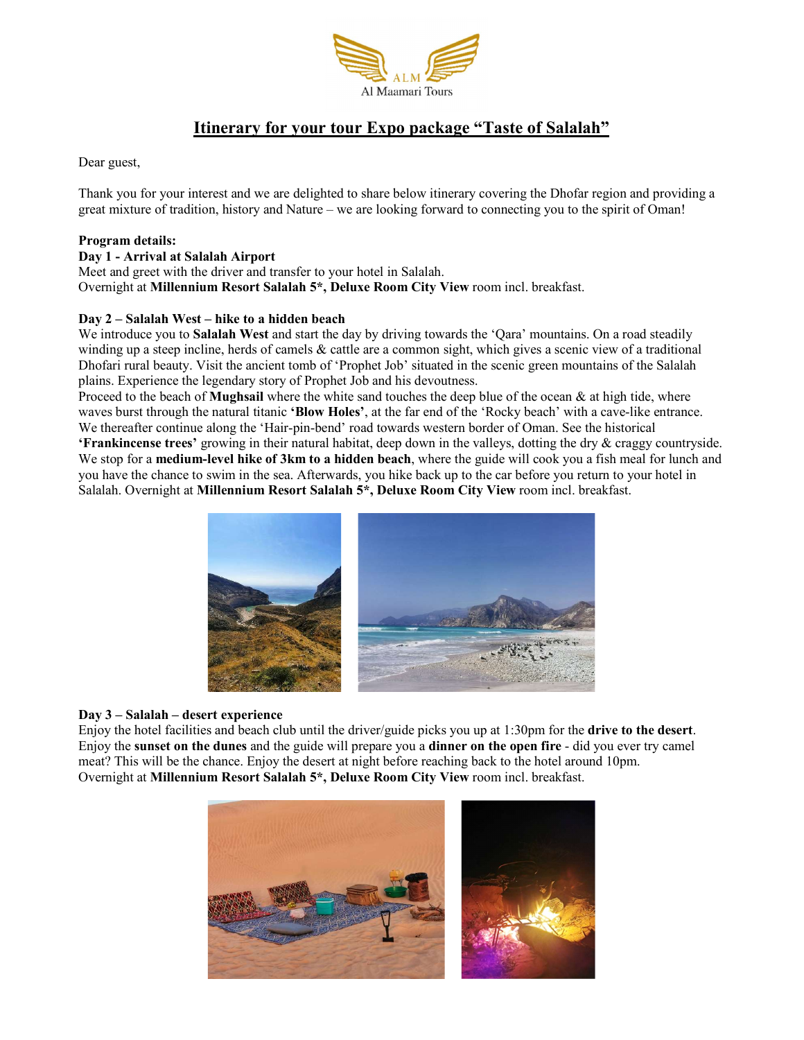# Itinerary for your tour Expo package "Taste of Salalah"

Dear guest,

Thank you for your interest and we are delighted to share below itinerary covering the Dhofar region and providing a great mixture of tradition, history and Nature – we are looking forward to connecting you to the spirit of Oman!

**Program details:**

**Day 1 - Arrival at Salalah Airport**

Meet and greet with the driver and transfer to your hotel in Salalah.
Overnight at **Millennium Resort Salalah 5\*, Deluxe Room City View** room incl. breakfast.

**Day 2 – Salalah West – hike to a hidden beach**

We introduce you to **Salalah West** and start the day by driving towards the 'Qara' mountains. On a road steadily winding up a steep incline, herds of camels & cattle are a common sight, which gives a scenic view of a traditional Dhofari rural beauty. Visit the ancient tomb of 'Prophet Job' situated in the scenic green mountains of the Salalah plains. Experience the legendary story of Prophet Job and his devoutness.
Proceed to the beach of **Mughsail** where the white sand touches the deep blue of the ocean & at high tide, where waves burst through the natural titanic **'Blow Holes'**, at the far end of the 'Rocky beach' with a cave-like entrance. We thereafter continue along the 'Hair-pin-bend' road towards western border of Oman. See the historical **'Frankincense trees'** growing in their natural habitat, deep down in the valleys, dotting the dry & craggy countryside. We stop for a **medium-level hike of 3km to a hidden beach**, where the guide will cook you a fish meal for lunch and you have the chance to swim in the sea. Afterwards, you hike back up to the car before you return to your hotel in Salalah. Overnight at **Millennium Resort Salalah 5\*, Deluxe Room City View** room incl. breakfast.

**Day 3 – Salalah – desert experience**

Enjoy the hotel facilities and beach club until the driver/guide picks you up at 1:30pm for the **drive to the desert**. Enjoy the **sunset on the dunes** and the guide will prepare you a **dinner on the open fire** - did you ever try camel meat? This will be the chance. Enjoy the desert at night before reaching back to the hotel around 10pm.
Overnight at **Millennium Resort Salalah 5\*, Deluxe Room City View** room incl. breakfast.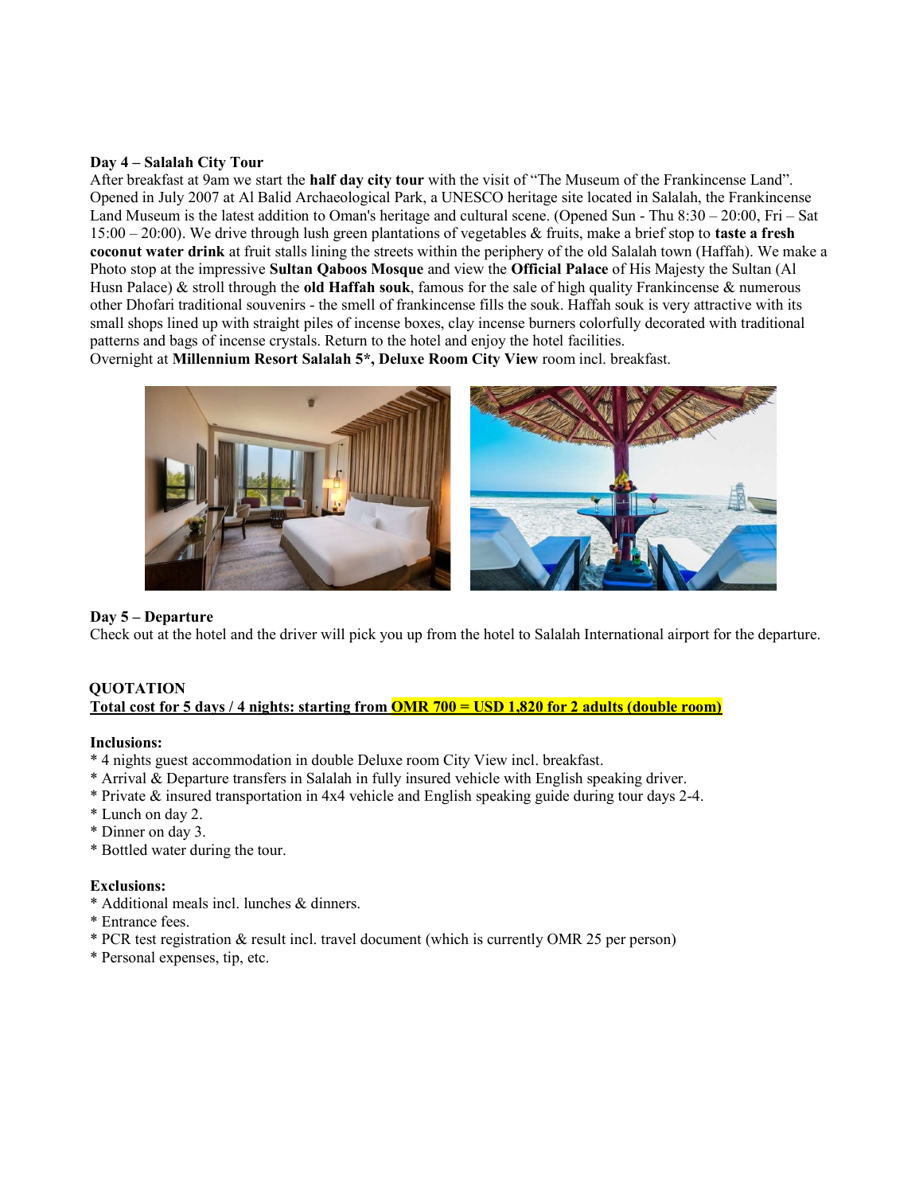**Day 4 – Salalah City Tour**

After breakfast at 9am we start the **half day city tour** with the visit of "The Museum of the Frankincense Land". Opened in July 2007 at Al Balid Archaeological Park, a UNESCO heritage site located in Salalah, the Frankincense Land Museum is the latest addition to Oman's heritage and cultural scene. (Opened Sun - Thu 8:30 – 20:00, Fri – Sat 15:00 – 20:00). We drive through lush green plantations of vegetables & fruits, make a brief stop to **taste a fresh coconut water drink** at fruit stalls lining the streets within the periphery of the old Salalah town (Haffah). We make a Photo stop at the impressive **Sultan Qaboos Mosque** and view the **Official Palace** of His Majesty the Sultan (Al Husn Palace) & stroll through the **old Haffah souk**, famous for the sale of high quality Frankincense & numerous other Dhofari traditional souvenirs - the smell of frankincense fills the souk. Haffah souk is very attractive with its small shops lined up with straight piles of incense boxes, clay incense burners colorfully decorated with traditional patterns and bags of incense crystals. Return to the hotel and enjoy the hotel facilities.

Overnight at **Millennium Resort Salalah 5\*, Deluxe Room City View** room incl. breakfast.

**Day 5 – Departure**

Check out at the hotel and the driver will pick you up from the hotel to Salalah International airport for the departure.

**QUOTATION**

**Total cost for 5 days / 4 nights: starting from OMR 700 = USD 1,820 for 2 adults (double room)**

**Inclusions:**

* 4 nights guest accommodation in double Deluxe room City View incl. breakfast.
* Arrival & Departure transfers in Salalah in fully insured vehicle with English speaking driver.
* Private & insured transportation in 4x4 vehicle and English speaking guide during tour days 2-4.
* Lunch on day 2.
* Dinner on day 3.
* Bottled water during the tour.

**Exclusions:**

* Additional meals incl. lunches & dinners.
* Entrance fees.
* PCR test registration & result incl. travel document (which is currently OMR 25 per person)
* Personal expenses, tip, etc.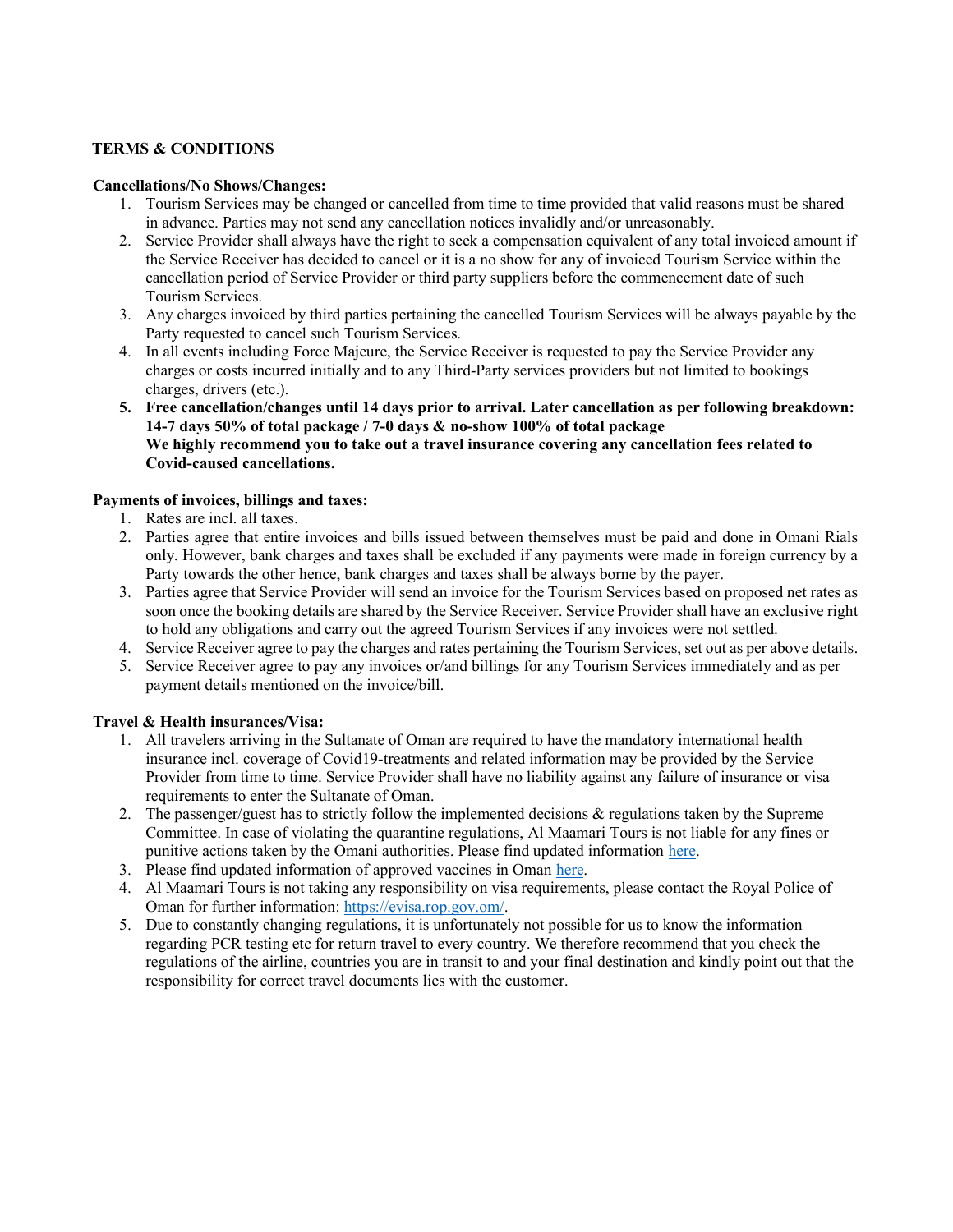**TERMS & CONDITIONS**

**Cancellations/No Shows/Changes:**

1. Tourism Services may be changed or cancelled from time to time provided that valid reasons must be shared in advance. Parties may not send any cancellation notices invalidly and/or unreasonably.
2. Service Provider shall always have the right to seek a compensation equivalent of any total invoiced amount if the Service Receiver has decided to cancel or it is a no show for any of invoiced Tourism Service within the cancellation period of Service Provider or third party suppliers before the commencement date of such Tourism Services.
3. Any charges invoiced by third parties pertaining the cancelled Tourism Services will be always payable by the Party requested to cancel such Tourism Services.
4. In all events including Force Majeure, the Service Receiver is requested to pay the Service Provider any charges or costs incurred initially and to any Third-Party services providers but not limited to bookings charges, drivers (etc.).
5. **Free cancellation/changes until 14 days prior to arrival. Later cancellation as per following breakdown: 14-7 days 50% of total package / 7-0 days & no-show 100% of total package**
   **We highly recommend you to take out a travel insurance covering any cancellation fees related to Covid-caused cancellations.**

**Payments of invoices, billings and taxes:**

1. Rates are incl. all taxes.
2. Parties agree that entire invoices and bills issued between themselves must be paid and done in Omani Rials only. However, bank charges and taxes shall be excluded if any payments were made in foreign currency by a Party towards the other hence, bank charges and taxes shall be always borne by the payer.
3. Parties agree that Service Provider will send an invoice for the Tourism Services based on proposed net rates as soon once the booking details are shared by the Service Receiver. Service Provider shall have an exclusive right to hold any obligations and carry out the agreed Tourism Services if any invoices were not settled.
4. Service Receiver agree to pay the charges and rates pertaining the Tourism Services, set out as per above details.
5. Service Receiver agree to pay any invoices or/and billings for any Tourism Services immediately and as per payment details mentioned on the invoice/bill.

**Travel & Health insurances/Visa:**

1. All travelers arriving in the Sultanate of Oman are required to have the mandatory international health insurance incl. coverage of Covid19-treatments and related information may be provided by the Service Provider from time to time. Service Provider shall have no liability against any failure of insurance or visa requirements to enter the Sultanate of Oman.
2. The passenger/guest has to strictly follow the implemented decisions & regulations taken by the Supreme Committee. In case of violating the quarantine regulations, Al Maamari Tours is not liable for any fines or punitive actions taken by the Omani authorities. Please find updated information here.
3. Please find updated information of approved vaccines in Oman here.
4. Al Maamari Tours is not taking any responsibility on visa requirements, please contact the Royal Police of Oman for further information: https://evisa.rop.gov.om/.
5. Due to constantly changing regulations, it is unfortunately not possible for us to know the information regarding PCR testing etc for return travel to every country. We therefore recommend that you check the regulations of the airline, countries you are in transit to and your final destination and kindly point out that the responsibility for correct travel documents lies with the customer.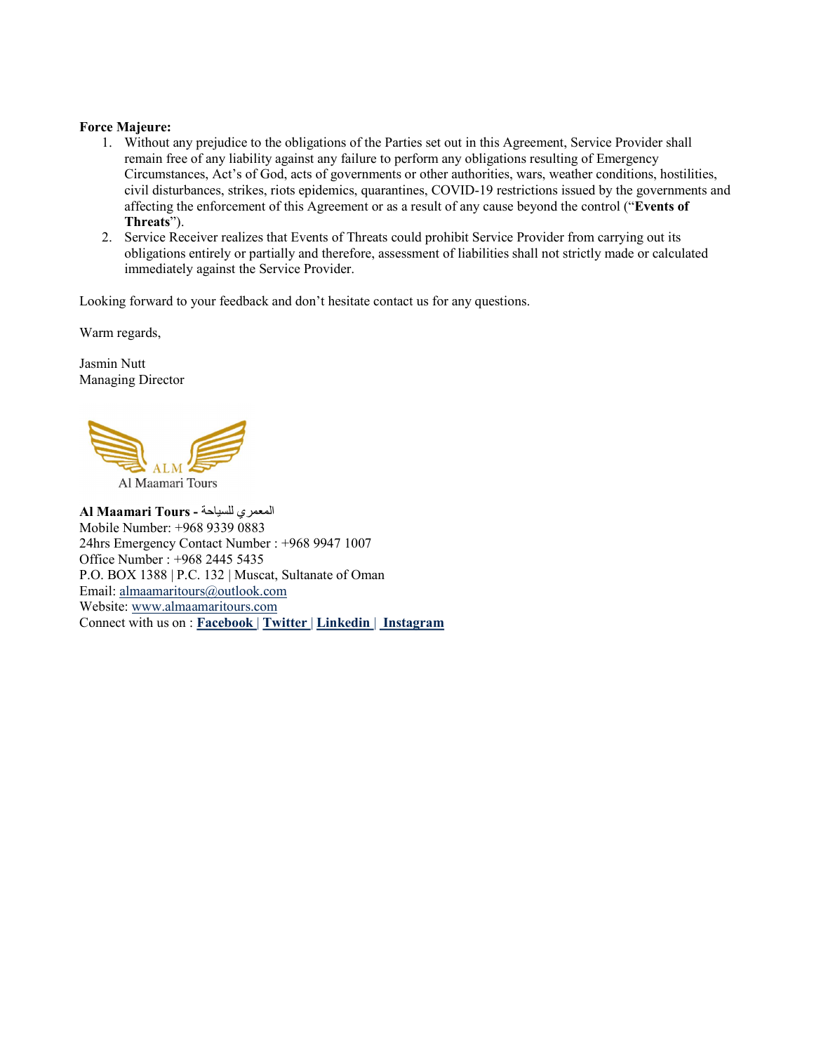**Force Majeure:**

1. Without any prejudice to the obligations of the Parties set out in this Agreement, Service Provider shall remain free of any liability against any failure to perform any obligations resulting of Emergency Circumstances, Act's of God, acts of governments or other authorities, wars, weather conditions, hostilities, civil disturbances, strikes, riots epidemics, quarantines, COVID-19 restrictions issued by the governments and affecting the enforcement of this Agreement or as a result of any cause beyond the control ("**Events of Threats**").
2. Service Receiver realizes that Events of Threats could prohibit Service Provider from carrying out its obligations entirely or partially and therefore, assessment of liabilities shall not strictly made or calculated immediately against the Service Provider.

Looking forward to your feedback and don't hesitate contact us for any questions.

Warm regards,

Jasmin Nutt
Managing Director

ALM
Al Maamari Tours

**Al Maamari Tours - المعمري للسياحة**
Mobile Number: +968 9339 0883
24hrs Emergency Contact Number : +968 9947 1007
Office Number : +968 2445 5435
P.O. BOX 1388 | P.C. 132 | Muscat, Sultanate of Oman
Email: almaamaritours@outlook.com
Website: www.almaamaritours.com
Connect with us on : **Facebook** | **Twitter** | **Linkedin** | **Instagram**